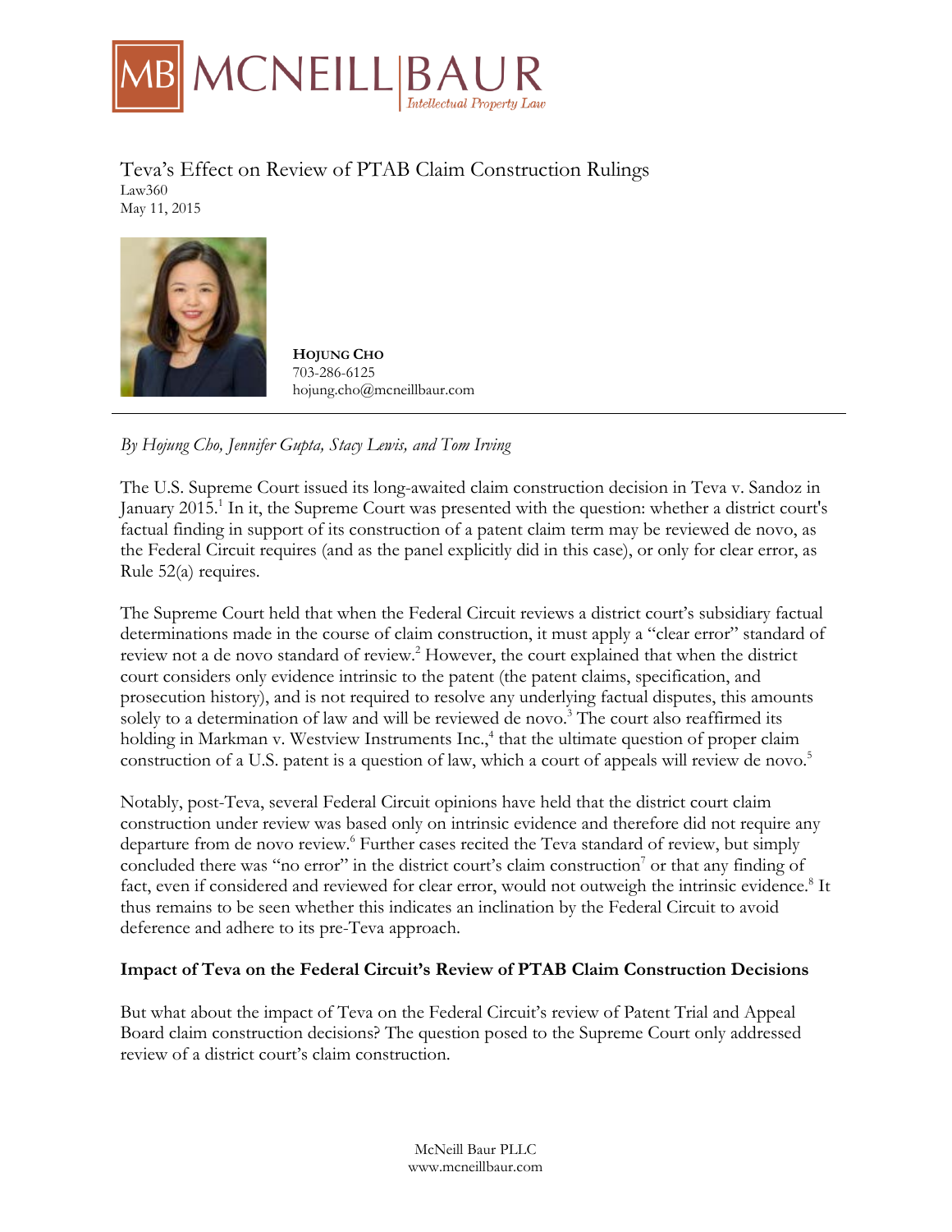# Teva's Effect on Review of PTAB Claim Construction Rulings

Law360
May 11, 2015

**HOJUNG CHO**
703-286-6125
hojung.cho@mcneillbaur.com

*By Hojung Cho, Jennifer Gupta, Stacy Lewis, and Tom Irving*

The U.S. Supreme Court issued its long-awaited claim construction decision in Teva v. Sandoz in January 2015.[1] In it, the Supreme Court was presented with the question: whether a district court's factual finding in support of its construction of a patent claim term may be reviewed de novo, as the Federal Circuit requires (and as the panel explicitly did in this case), or only for clear error, as Rule 52(a) requires.

The Supreme Court held that when the Federal Circuit reviews a district court's subsidiary factual determinations made in the course of claim construction, it must apply a "clear error" standard of review not a de novo standard of review.[2] However, the court explained that when the district court considers only evidence intrinsic to the patent (the patent claims, specification, and prosecution history), and is not required to resolve any underlying factual disputes, this amounts solely to a determination of law and will be reviewed de novo.[3] The court also reaffirmed its holding in Markman v. Westview Instruments Inc.,[4] that the ultimate question of proper claim construction of a U.S. patent is a question of law, which a court of appeals will review de novo.[5]

Notably, post-Teva, several Federal Circuit opinions have held that the district court claim construction under review was based only on intrinsic evidence and therefore did not require any departure from de novo review.[6] Further cases recited the Teva standard of review, but simply concluded there was "no error" in the district court's claim construction[7] or that any finding of fact, even if considered and reviewed for clear error, would not outweigh the intrinsic evidence.[8] It thus remains to be seen whether this indicates an inclination by the Federal Circuit to avoid deference and adhere to its pre-Teva approach.

### Impact of Teva on the Federal Circuit's Review of PTAB Claim Construction Decisions

But what about the impact of Teva on the Federal Circuit's review of Patent Trial and Appeal Board claim construction decisions? The question posed to the Supreme Court only addressed review of a district court's claim construction.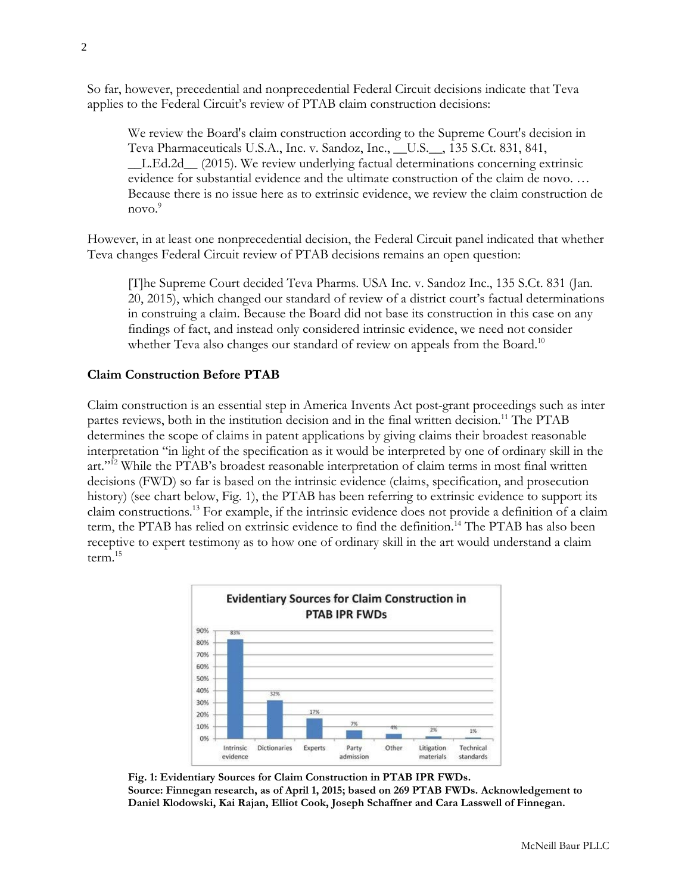So far, however, precedential and nonprecedential Federal Circuit decisions indicate that Teva applies to the Federal Circuit's review of PTAB claim construction decisions:

> We review the Board's claim construction according to the Supreme Court's decision in Teva Pharmaceuticals U.S.A., Inc. v. Sandoz, Inc., __U.S.__, 135 S.Ct. 831, 841, __L.Ed.2d__ (2015). We review underlying factual determinations concerning extrinsic evidence for substantial evidence and the ultimate construction of the claim de novo. … Because there is no issue here as to extrinsic evidence, we review the claim construction de novo.[9]

However, in at least one nonprecedential decision, the Federal Circuit panel indicated that whether Teva changes Federal Circuit review of PTAB decisions remains an open question:

> [T]he Supreme Court decided Teva Pharms. USA Inc. v. Sandoz Inc., 135 S.Ct. 831 (Jan. 20, 2015), which changed our standard of review of a district court's factual determinations in construing a claim. Because the Board did not base its construction in this case on any findings of fact, and instead only considered intrinsic evidence, we need not consider whether Teva also changes our standard of review on appeals from the Board.[10]

**Claim Construction Before PTAB**

Claim construction is an essential step in America Invents Act post-grant proceedings such as inter partes reviews, both in the institution decision and in the final written decision.[11] The PTAB determines the scope of claims in patent applications by giving claims their broadest reasonable interpretation "in light of the specification as it would be interpreted by one of ordinary skill in the art."[12] While the PTAB's broadest reasonable interpretation of claim terms in most final written decisions (FWD) so far is based on the intrinsic evidence (claims, specification, and prosecution history) (see chart below, Fig. 1), the PTAB has been referring to extrinsic evidence to support its claim constructions.[13] For example, if the intrinsic evidence does not provide a definition of a claim term, the PTAB has relied on extrinsic evidence to find the definition.[14] The PTAB has also been receptive to expert testimony as to how one of ordinary skill in the art would understand a claim term.[15]

**Evidentiary Sources for Claim Construction in PTAB IPR FWDs**

| Source | Percentage |
|---|---|
| Intrinsic evidence | 83% |
| Dictionaries | 32% |
| Experts | 17% |
| Party admission | 7% |
| Other | 4% |
| Litigation materials | 2% |
| Technical standards | 1% |

**Fig. 1: Evidentiary Sources for Claim Construction in PTAB IPR FWDs. Source: Finnegan research, as of April 1, 2015; based on 269 PTAB FWDs. Acknowledgement to Daniel Klodowski, Kai Rajan, Elliot Cook, Joseph Schaffner and Cara Lasswell of Finnegan.**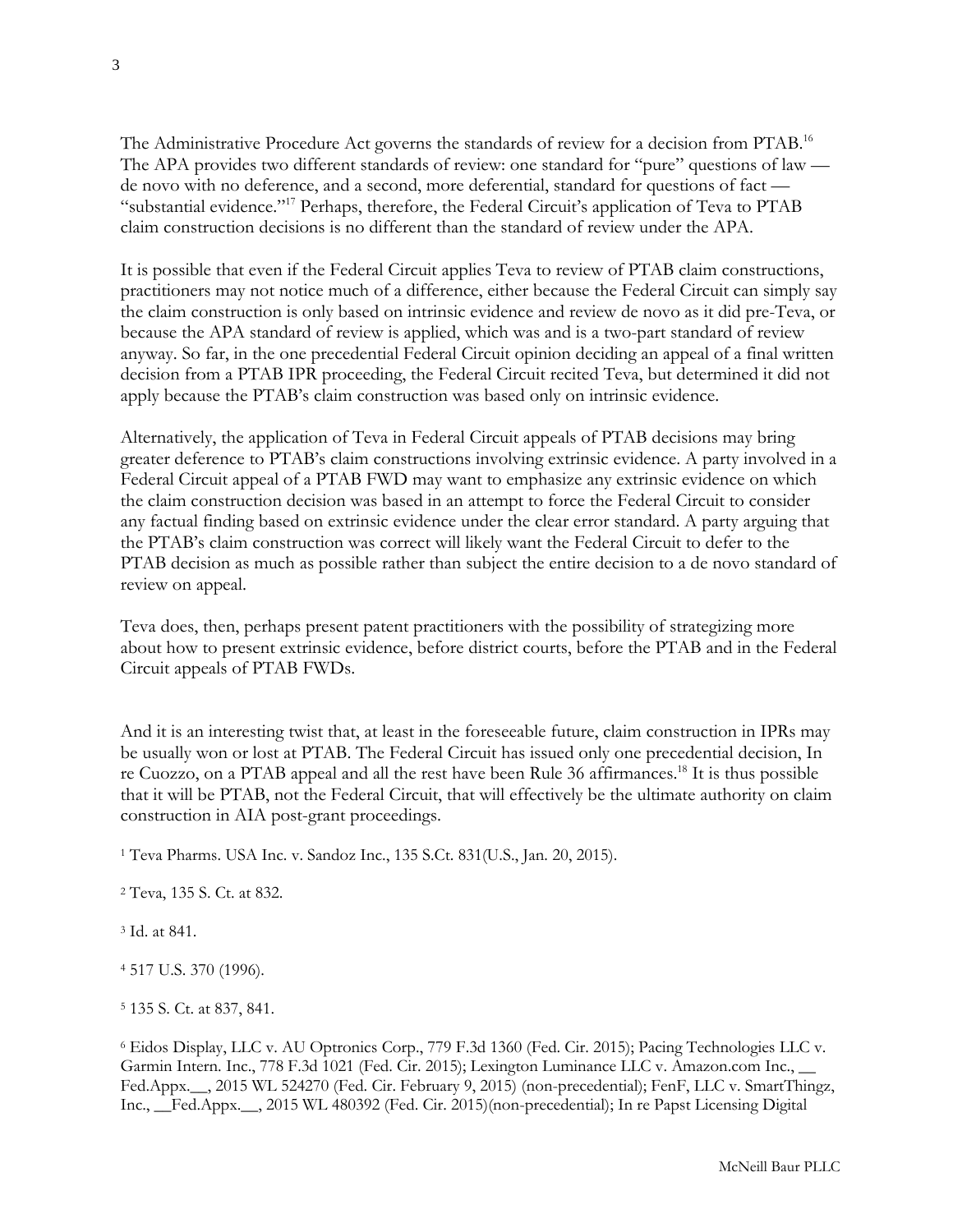The Administrative Procedure Act governs the standards of review for a decision from PTAB.[16] The APA provides two different standards of review: one standard for "pure" questions of law — de novo with no deference, and a second, more deferential, standard for questions of fact — "substantial evidence."[17] Perhaps, therefore, the Federal Circuit's application of Teva to PTAB claim construction decisions is no different than the standard of review under the APA.

It is possible that even if the Federal Circuit applies Teva to review of PTAB claim constructions, practitioners may not notice much of a difference, either because the Federal Circuit can simply say the claim construction is only based on intrinsic evidence and review de novo as it did pre-Teva, or because the APA standard of review is applied, which was and is a two-part standard of review anyway. So far, in the one precedential Federal Circuit opinion deciding an appeal of a final written decision from a PTAB IPR proceeding, the Federal Circuit recited Teva, but determined it did not apply because the PTAB's claim construction was based only on intrinsic evidence.

Alternatively, the application of Teva in Federal Circuit appeals of PTAB decisions may bring greater deference to PTAB's claim constructions involving extrinsic evidence. A party involved in a Federal Circuit appeal of a PTAB FWD may want to emphasize any extrinsic evidence on which the claim construction decision was based in an attempt to force the Federal Circuit to consider any factual finding based on extrinsic evidence under the clear error standard. A party arguing that the PTAB's claim construction was correct will likely want the Federal Circuit to defer to the PTAB decision as much as possible rather than subject the entire decision to a de novo standard of review on appeal.

Teva does, then, perhaps present patent practitioners with the possibility of strategizing more about how to present extrinsic evidence, before district courts, before the PTAB and in the Federal Circuit appeals of PTAB FWDs.

And it is an interesting twist that, at least in the foreseeable future, claim construction in IPRs may be usually won or lost at PTAB. The Federal Circuit has issued only one precedential decision, In re Cuozzo, on a PTAB appeal and all the rest have been Rule 36 affirmances.[18] It is thus possible that it will be PTAB, not the Federal Circuit, that will effectively be the ultimate authority on claim construction in AIA post-grant proceedings.

[1] Teva Pharms. USA Inc. v. Sandoz Inc., 135 S.Ct. 831(U.S., Jan. 20, 2015).

[2] Teva, 135 S. Ct. at 832.

[3] Id. at 841.

[4] 517 U.S. 370 (1996).

[5] 135 S. Ct. at 837, 841.

[6] Eidos Display, LLC v. AU Optronics Corp., 779 F.3d 1360 (Fed. Cir. 2015); Pacing Technologies LLC v. Garmin Intern. Inc., 778 F.3d 1021 (Fed. Cir. 2015); Lexington Luminance LLC v. Amazon.com Inc., __ Fed.Appx.__, 2015 WL 524270 (Fed. Cir. February 9, 2015) (non-precedential); FenF, LLC v. SmartThingz, Inc., __Fed.Appx.__, 2015 WL 480392 (Fed. Cir. 2015)(non-precedential); In re Papst Licensing Digital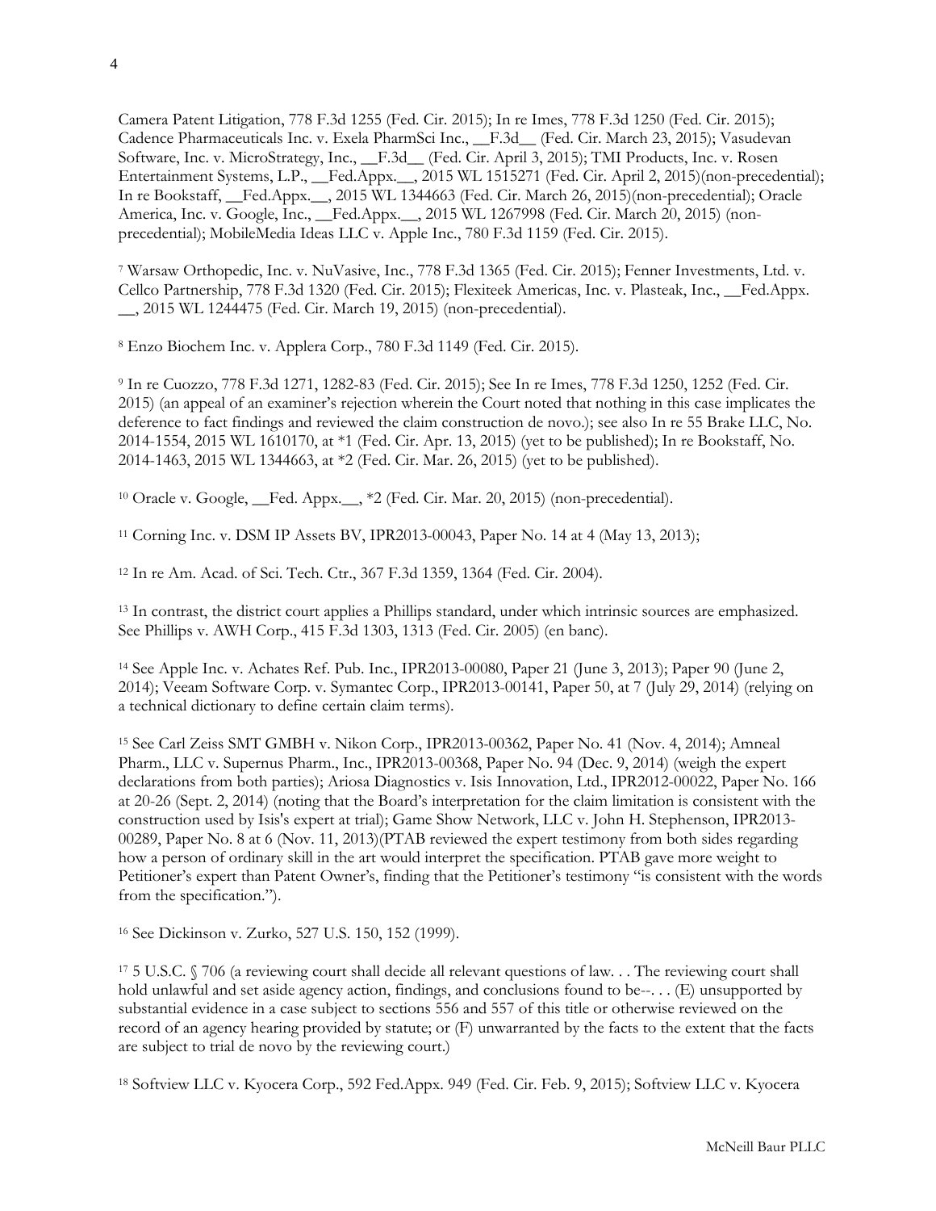Camera Patent Litigation, 778 F.3d 1255 (Fed. Cir. 2015); In re Imes, 778 F.3d 1250 (Fed. Cir. 2015); Cadence Pharmaceuticals Inc. v. Exela PharmSci Inc., __F.3d__ (Fed. Cir. March 23, 2015); Vasudevan Software, Inc. v. MicroStrategy, Inc., __F.3d__ (Fed. Cir. April 3, 2015); TMI Products, Inc. v. Rosen Entertainment Systems, L.P., __Fed.Appx.__, 2015 WL 1515271 (Fed. Cir. April 2, 2015)(non-precedential); In re Bookstaff, __Fed.Appx.__, 2015 WL 1344663 (Fed. Cir. March 26, 2015)(non-precedential); Oracle America, Inc. v. Google, Inc., __Fed.Appx.__, 2015 WL 1267998 (Fed. Cir. March 20, 2015) (non-precedential); MobileMedia Ideas LLC v. Apple Inc., 780 F.3d 1159 (Fed. Cir. 2015).

[7] Warsaw Orthopedic, Inc. v. NuVasive, Inc., 778 F.3d 1365 (Fed. Cir. 2015); Fenner Investments, Ltd. v. Cellco Partnership, 778 F.3d 1320 (Fed. Cir. 2015); Flexiteek Americas, Inc. v. Plasteak, Inc., __Fed.Appx. __, 2015 WL 1244475 (Fed. Cir. March 19, 2015) (non-precedential).

[8] Enzo Biochem Inc. v. Applera Corp., 780 F.3d 1149 (Fed. Cir. 2015).

[9] In re Cuozzo, 778 F.3d 1271, 1282-83 (Fed. Cir. 2015); See In re Imes, 778 F.3d 1250, 1252 (Fed. Cir. 2015) (an appeal of an examiner's rejection wherein the Court noted that nothing in this case implicates the deference to fact findings and reviewed the claim construction de novo.); see also In re 55 Brake LLC, No. 2014-1554, 2015 WL 1610170, at *1 (Fed. Cir. Apr. 13, 2015) (yet to be published); In re Bookstaff, No. 2014-1463, 2015 WL 1344663, at *2 (Fed. Cir. Mar. 26, 2015) (yet to be published).

[10] Oracle v. Google, __Fed. Appx.__, *2 (Fed. Cir. Mar. 20, 2015) (non-precedential).

[11] Corning Inc. v. DSM IP Assets BV, IPR2013-00043, Paper No. 14 at 4 (May 13, 2013);

[12] In re Am. Acad. of Sci. Tech. Ctr., 367 F.3d 1359, 1364 (Fed. Cir. 2004).

[13] In contrast, the district court applies a Phillips standard, under which intrinsic sources are emphasized. See Phillips v. AWH Corp., 415 F.3d 1303, 1313 (Fed. Cir. 2005) (en banc).

[14] See Apple Inc. v. Achates Ref. Pub. Inc., IPR2013-00080, Paper 21 (June 3, 2013); Paper 90 (June 2, 2014); Veeam Software Corp. v. Symantec Corp., IPR2013-00141, Paper 50, at 7 (July 29, 2014) (relying on a technical dictionary to define certain claim terms).

[15] See Carl Zeiss SMT GMBH v. Nikon Corp., IPR2013-00362, Paper No. 41 (Nov. 4, 2014); Amneal Pharm., LLC v. Supernus Pharm., Inc., IPR2013-00368, Paper No. 94 (Dec. 9, 2014) (weigh the expert declarations from both parties); Ariosa Diagnostics v. Isis Innovation, Ltd., IPR2012-00022, Paper No. 166 at 20-26 (Sept. 2, 2014) (noting that the Board's interpretation for the claim limitation is consistent with the construction used by Isis's expert at trial); Game Show Network, LLC v. John H. Stephenson, IPR2013-00289, Paper No. 8 at 6 (Nov. 11, 2013)(PTAB reviewed the expert testimony from both sides regarding how a person of ordinary skill in the art would interpret the specification. PTAB gave more weight to Petitioner's expert than Patent Owner's, finding that the Petitioner's testimony "is consistent with the words from the specification.").

[16] See Dickinson v. Zurko, 527 U.S. 150, 152 (1999).

[17] 5 U.S.C. § 706 (a reviewing court shall decide all relevant questions of law. . . The reviewing court shall hold unlawful and set aside agency action, findings, and conclusions found to be--. . . (E) unsupported by substantial evidence in a case subject to sections 556 and 557 of this title or otherwise reviewed on the record of an agency hearing provided by statute; or (F) unwarranted by the facts to the extent that the facts are subject to trial de novo by the reviewing court.)

[18] Softview LLC v. Kyocera Corp., 592 Fed.Appx. 949 (Fed. Cir. Feb. 9, 2015); Softview LLC v. Kyocera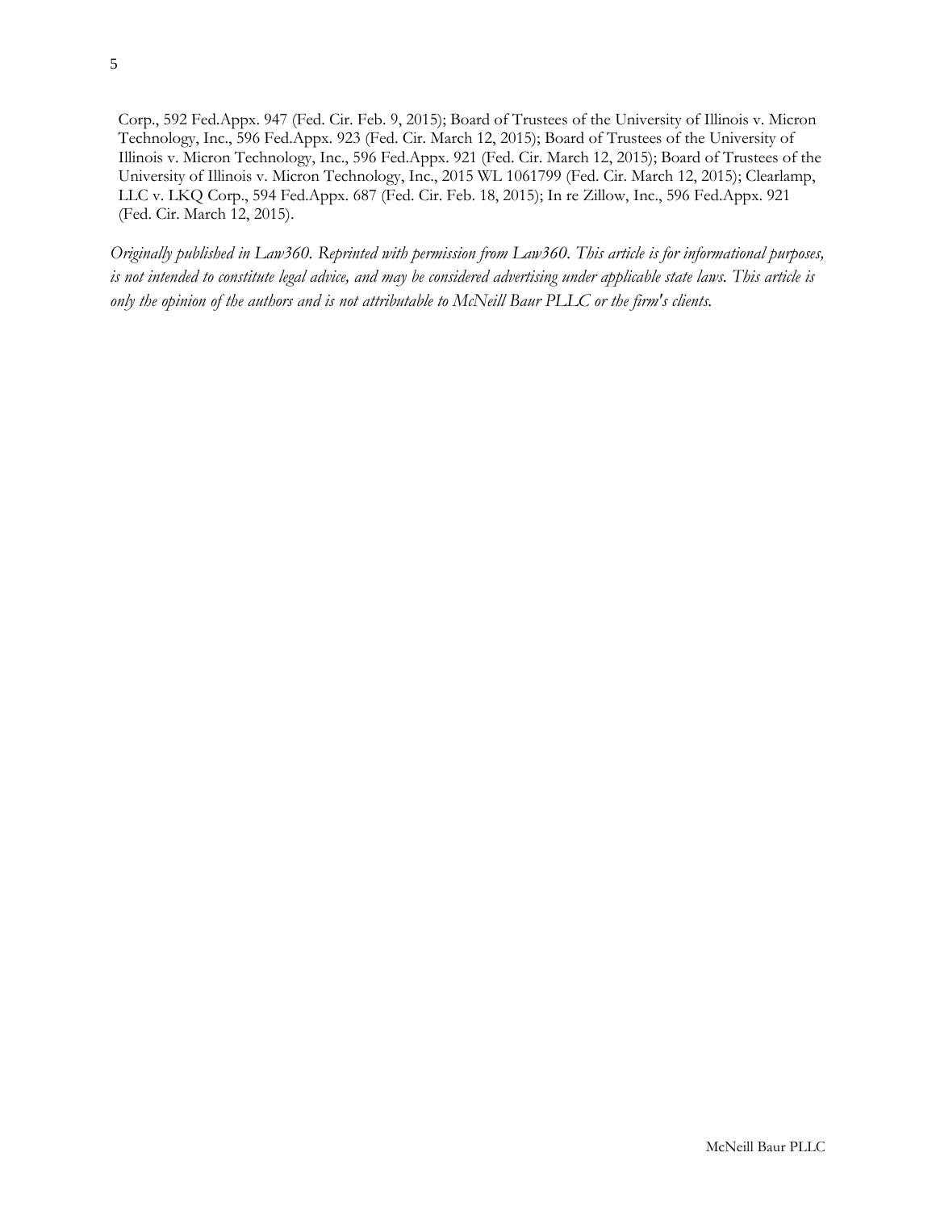Corp., 592 Fed.Appx. 947 (Fed. Cir. Feb. 9, 2015); Board of Trustees of the University of Illinois v. Micron Technology, Inc., 596 Fed.Appx. 923 (Fed. Cir. March 12, 2015); Board of Trustees of the University of Illinois v. Micron Technology, Inc., 596 Fed.Appx. 921 (Fed. Cir. March 12, 2015); Board of Trustees of the University of Illinois v. Micron Technology, Inc., 2015 WL 1061799 (Fed. Cir. March 12, 2015); Clearlamp, LLC v. LKQ Corp., 594 Fed.Appx. 687 (Fed. Cir. Feb. 18, 2015); In re Zillow, Inc., 596 Fed.Appx. 921 (Fed. Cir. March 12, 2015).

*Originally published in Law360. Reprinted with permission from Law360. This article is for informational purposes, is not intended to constitute legal advice, and may be considered advertising under applicable state laws. This article is only the opinion of the authors and is not attributable to McNeill Baur PLLC or the firm's clients.*